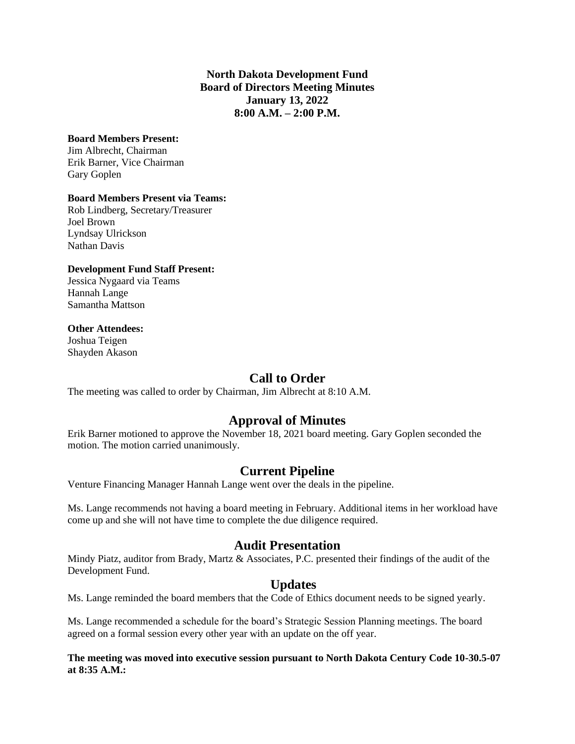**North Dakota Development Fund**
**Board of Directors Meeting Minutes**
**January 13, 2022**
**8:00 A.M. – 2:00 P.M.**

**Board Members Present:**
Jim Albrecht, Chairman
Erik Barner, Vice Chairman
Gary Goplen

**Board Members Present via Teams:**
Rob Lindberg, Secretary/Treasurer
Joel Brown
Lyndsay Ulrickson
Nathan Davis

**Development Fund Staff Present:**
Jessica Nygaard via Teams
Hannah Lange
Samantha Mattson

**Other Attendees:**
Joshua Teigen
Shayden Akason

## Call to Order

The meeting was called to order by Chairman, Jim Albrecht at 8:10 A.M.

## Approval of Minutes

Erik Barner motioned to approve the November 18, 2021 board meeting. Gary Goplen seconded the motion. The motion carried unanimously.

## Current Pipeline

Venture Financing Manager Hannah Lange went over the deals in the pipeline.

Ms. Lange recommends not having a board meeting in February. Additional items in her workload have come up and she will not have time to complete the due diligence required.

## Audit Presentation

Mindy Piatz, auditor from Brady, Martz & Associates, P.C. presented their findings of the audit of the Development Fund.

## Updates

Ms. Lange reminded the board members that the Code of Ethics document needs to be signed yearly.

Ms. Lange recommended a schedule for the board's Strategic Session Planning meetings. The board agreed on a formal session every other year with an update on the off year.

**The meeting was moved into executive session pursuant to North Dakota Century Code 10-30.5-07 at 8:35 A.M.:**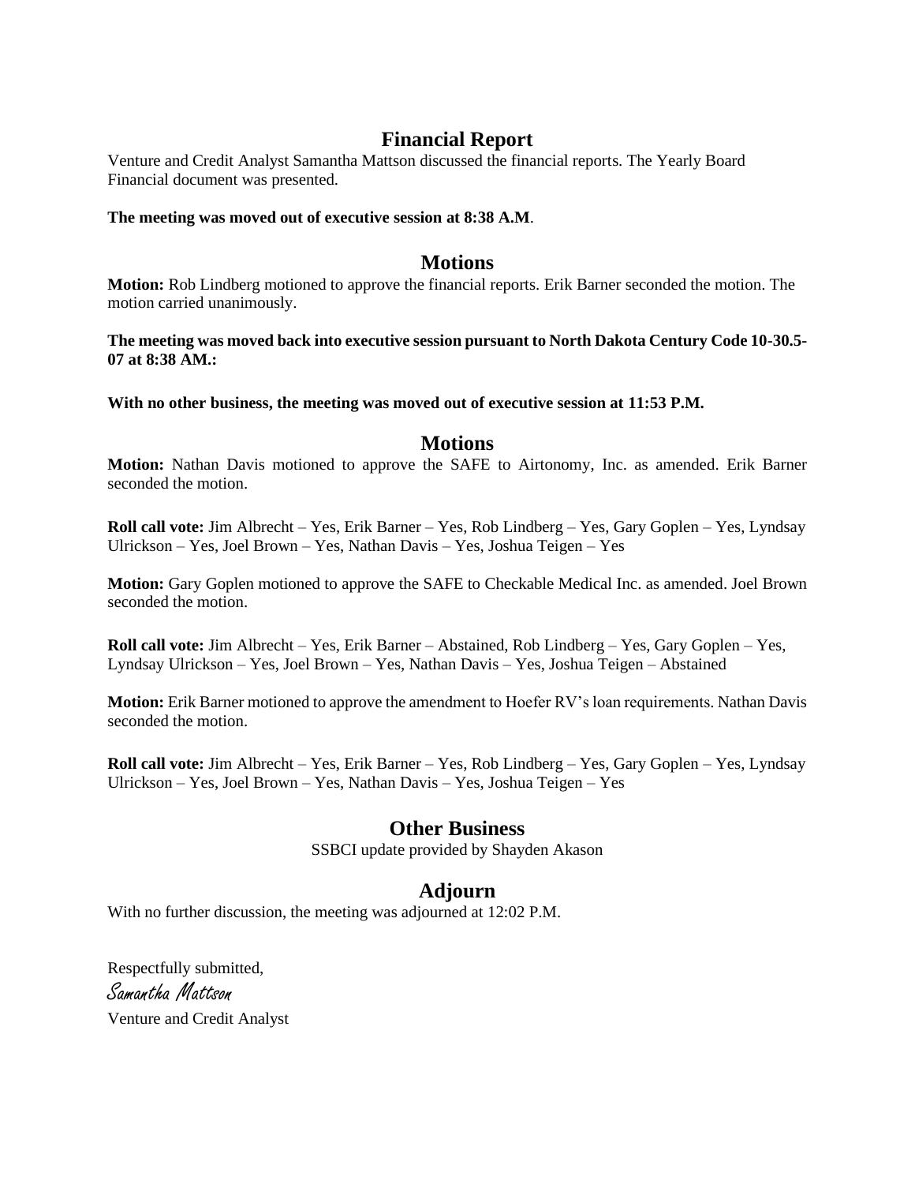## Financial Report

Venture and Credit Analyst Samantha Mattson discussed the financial reports. The Yearly Board Financial document was presented.

**The meeting was moved out of executive session at 8:38 A.M**.

## Motions

**Motion:** Rob Lindberg motioned to approve the financial reports. Erik Barner seconded the motion. The motion carried unanimously.

**The meeting was moved back into executive session pursuant to North Dakota Century Code 10-30.5-07 at 8:38 AM.:**

**With no other business, the meeting was moved out of executive session at 11:53 P.M.**

## Motions

**Motion:** Nathan Davis motioned to approve the SAFE to Airtonomy, Inc. as amended. Erik Barner seconded the motion.

**Roll call vote:** Jim Albrecht – Yes, Erik Barner – Yes, Rob Lindberg – Yes, Gary Goplen – Yes, Lyndsay Ulrickson – Yes, Joel Brown – Yes, Nathan Davis – Yes, Joshua Teigen – Yes

**Motion:** Gary Goplen motioned to approve the SAFE to Checkable Medical Inc. as amended. Joel Brown seconded the motion.

**Roll call vote:** Jim Albrecht – Yes, Erik Barner – Abstained, Rob Lindberg – Yes, Gary Goplen – Yes, Lyndsay Ulrickson – Yes, Joel Brown – Yes, Nathan Davis – Yes, Joshua Teigen – Abstained

**Motion:** Erik Barner motioned to approve the amendment to Hoefer RV's loan requirements. Nathan Davis seconded the motion.

**Roll call vote:** Jim Albrecht – Yes, Erik Barner – Yes, Rob Lindberg – Yes, Gary Goplen – Yes, Lyndsay Ulrickson – Yes, Joel Brown – Yes, Nathan Davis – Yes, Joshua Teigen – Yes

## Other Business

SSBCI update provided by Shayden Akason

## Adjourn

With no further discussion, the meeting was adjourned at 12:02 P.M.

Respectfully submitted,

*Samantha Mattson*

Venture and Credit Analyst